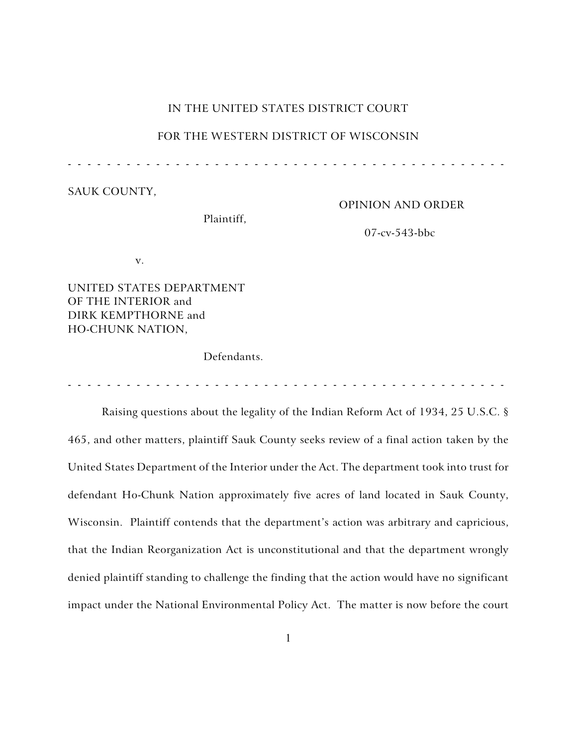IN THE UNITED STATES DISTRICT COURT

FOR THE WESTERN DISTRICT OF WISCONSIN

- - - - - - - - - - - - - - - - - - - - - - - - - - - - - - - - - - - - - - - - - - - - - - -

SAUK COUNTY,

Plaintiff,

OPINION AND ORDER

07-cv-543-bbc

v.

UNITED STATES DEPARTMENT OF THE INTERIOR and DIRK KEMPTHORNE and HO-CHUNK NATION,

Defendants.

- - - - - - - - - - - - - - - - - - - - - - - - - - - - - - - - - - - - - - - - - - - - - - -

Raising questions about the legality of the Indian Reform Act of 1934, 25 U.S.C. § 465, and other matters, plaintiff Sauk County seeks review of a final action taken by the United States Department of the Interior under the Act. The department took into trust for defendant Ho-Chunk Nation approximately five acres of land located in Sauk County, Wisconsin. Plaintiff contends that the department's action was arbitrary and capricious, that the Indian Reorganization Act is unconstitutional and that the department wrongly denied plaintiff standing to challenge the finding that the action would have no significant impact under the National Environmental Policy Act. The matter is now before the court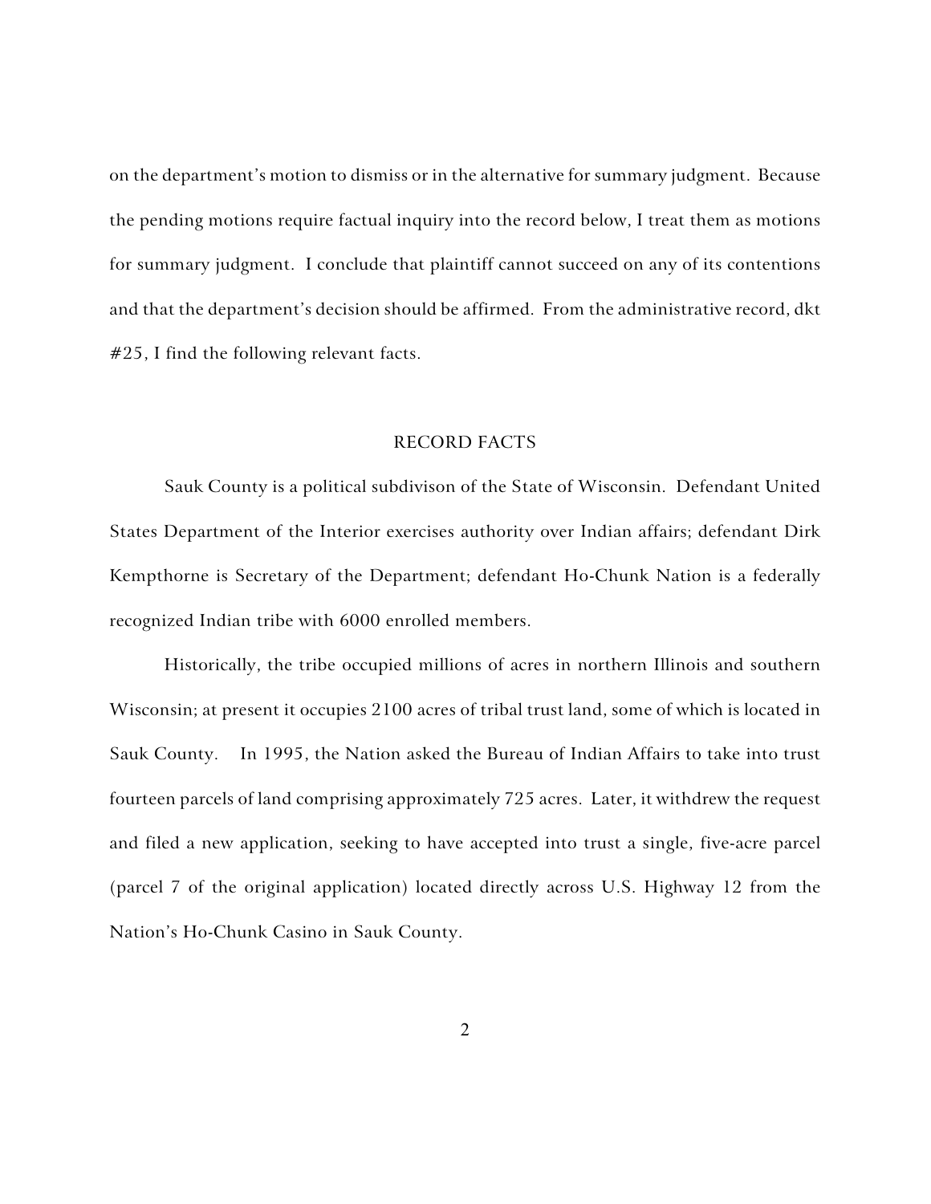on the department's motion to dismiss or in the alternative for summary judgment. Because the pending motions require factual inquiry into the record below, I treat them as motions for summary judgment. I conclude that plaintiff cannot succeed on any of its contentions and that the department's decision should be affirmed. From the administrative record, dkt #25, I find the following relevant facts.

## RECORD FACTS

Sauk County is a political subdivison of the State of Wisconsin. Defendant United States Department of the Interior exercises authority over Indian affairs; defendant Dirk Kempthorne is Secretary of the Department; defendant Ho-Chunk Nation is a federally recognized Indian tribe with 6000 enrolled members.

Historically, the tribe occupied millions of acres in northern Illinois and southern Wisconsin; at present it occupies 2100 acres of tribal trust land, some of which is located in Sauk County. In 1995, the Nation asked the Bureau of Indian Affairs to take into trust fourteen parcels of land comprising approximately 725 acres. Later, it withdrew the request and filed a new application, seeking to have accepted into trust a single, five-acre parcel (parcel 7 of the original application) located directly across U.S. Highway 12 from the Nation's Ho-Chunk Casino in Sauk County.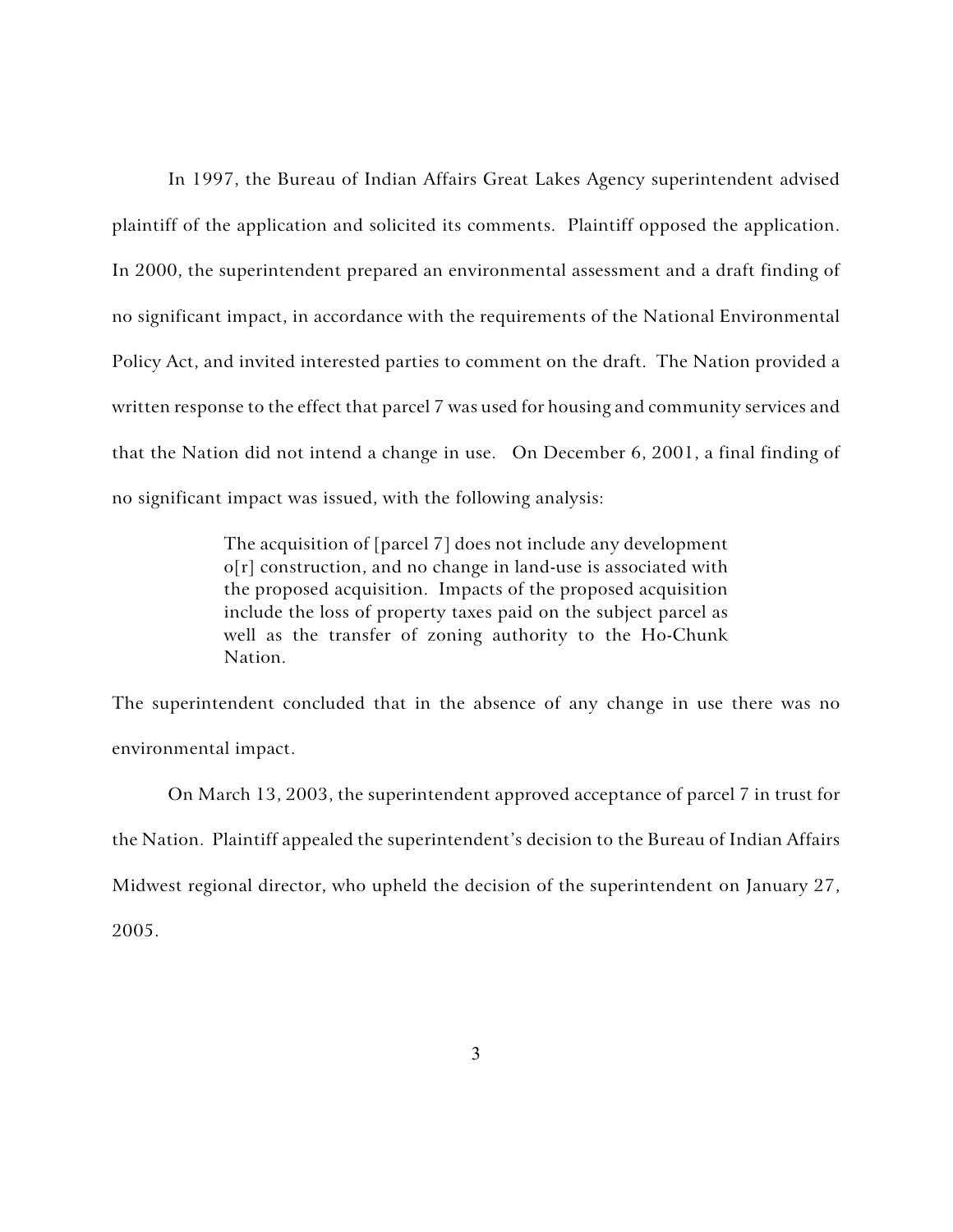In 1997, the Bureau of Indian Affairs Great Lakes Agency superintendent advised plaintiff of the application and solicited its comments. Plaintiff opposed the application. In 2000, the superintendent prepared an environmental assessment and a draft finding of no significant impact, in accordance with the requirements of the National Environmental Policy Act, and invited interested parties to comment on the draft. The Nation provided a written response to the effect that parcel 7 was used for housing and community services and that the Nation did not intend a change in use. On December 6, 2001, a final finding of no significant impact was issued, with the following analysis:

> The acquisition of [parcel 7] does not include any development o[r] construction, and no change in land-use is associated with the proposed acquisition. Impacts of the proposed acquisition include the loss of property taxes paid on the subject parcel as well as the transfer of zoning authority to the Ho-Chunk Nation.

The superintendent concluded that in the absence of any change in use there was no environmental impact.

On March 13, 2003, the superintendent approved acceptance of parcel 7 in trust for the Nation. Plaintiff appealed the superintendent's decision to the Bureau of Indian Affairs Midwest regional director, who upheld the decision of the superintendent on January 27, 2005.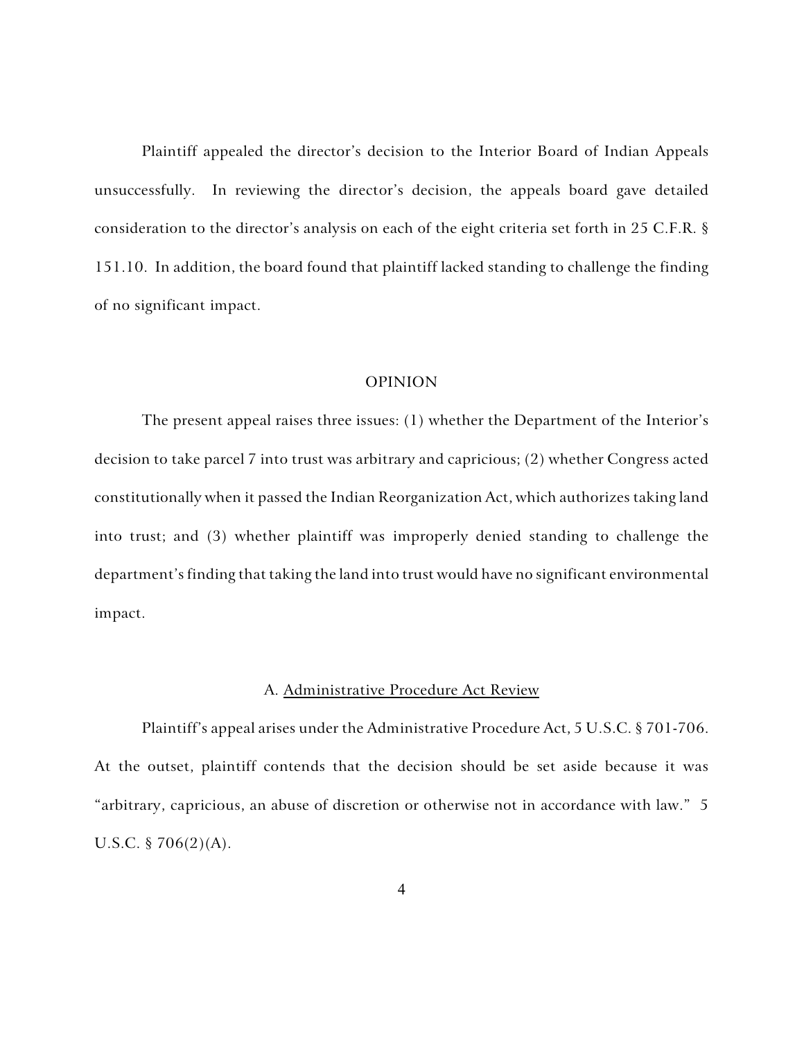Plaintiff appealed the director's decision to the Interior Board of Indian Appeals unsuccessfully. In reviewing the director's decision, the appeals board gave detailed consideration to the director's analysis on each of the eight criteria set forth in 25 C.F.R. § 151.10. In addition, the board found that plaintiff lacked standing to challenge the finding of no significant impact.

## OPINION

The present appeal raises three issues: (1) whether the Department of the Interior's decision to take parcel 7 into trust was arbitrary and capricious; (2) whether Congress acted constitutionally when it passed the Indian Reorganization Act, which authorizes taking land into trust; and (3) whether plaintiff was improperly denied standing to challenge the department's finding that taking the land into trust would have no significant environmental impact.

### A. Administrative Procedure Act Review

Plaintiff's appeal arises under the Administrative Procedure Act, 5 U.S.C. § 701-706. At the outset, plaintiff contends that the decision should be set aside because it was "arbitrary, capricious, an abuse of discretion or otherwise not in accordance with law." 5 U.S.C. § 706(2)(A).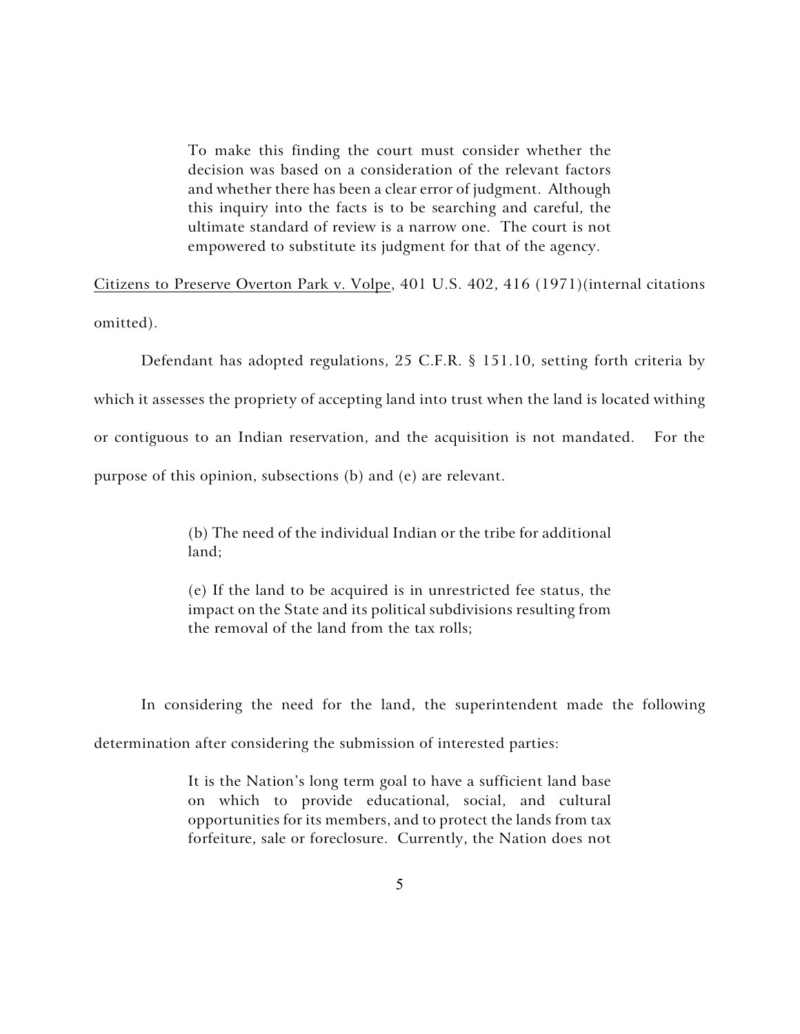> To make this finding the court must consider whether the decision was based on a consideration of the relevant factors and whether there has been a clear error of judgment. Although this inquiry into the facts is to be searching and careful, the ultimate standard of review is a narrow one. The court is not empowered to substitute its judgment for that of the agency.

Citizens to Preserve Overton Park v. Volpe, 401 U.S. 402, 416 (1971)(internal citations omitted).

Defendant has adopted regulations, 25 C.F.R. § 151.10, setting forth criteria by which it assesses the propriety of accepting land into trust when the land is located withing or contiguous to an Indian reservation, and the acquisition is not mandated. For the purpose of this opinion, subsections (b) and (e) are relevant.

> (b) The need of the individual Indian or the tribe for additional land;
>
> (e) If the land to be acquired is in unrestricted fee status, the impact on the State and its political subdivisions resulting from the removal of the land from the tax rolls;

In considering the need for the land, the superintendent made the following determination after considering the submission of interested parties:

> It is the Nation's long term goal to have a sufficient land base on which to provide educational, social, and cultural opportunities for its members, and to protect the lands from tax forfeiture, sale or foreclosure. Currently, the Nation does not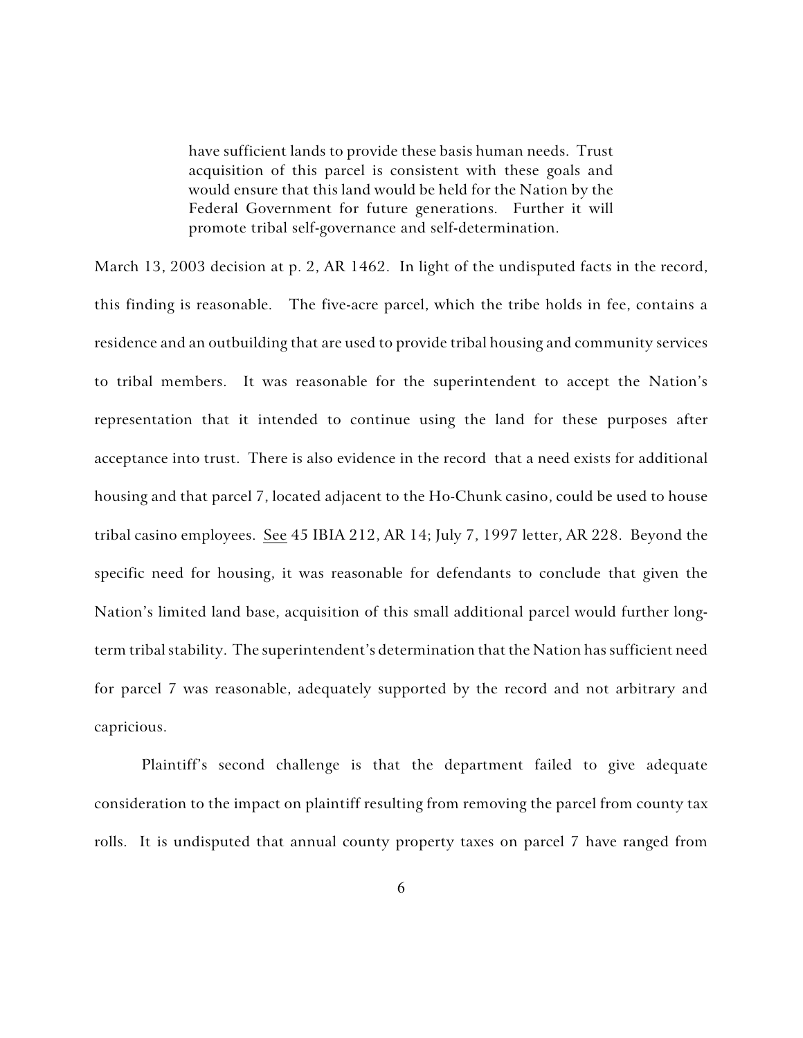> have sufficient lands to provide these basis human needs. Trust acquisition of this parcel is consistent with these goals and would ensure that this land would be held for the Nation by the Federal Government for future generations. Further it will promote tribal self-governance and self-determination.

March 13, 2003 decision at p. 2, AR 1462. In light of the undisputed facts in the record, this finding is reasonable. The five-acre parcel, which the tribe holds in fee, contains a residence and an outbuilding that are used to provide tribal housing and community services to tribal members. It was reasonable for the superintendent to accept the Nation's representation that it intended to continue using the land for these purposes after acceptance into trust. There is also evidence in the record that a need exists for additional housing and that parcel 7, located adjacent to the Ho-Chunk casino, could be used to house tribal casino employees. See 45 IBIA 212, AR 14; July 7, 1997 letter, AR 228. Beyond the specific need for housing, it was reasonable for defendants to conclude that given the Nation's limited land base, acquisition of this small additional parcel would further long-term tribal stability. The superintendent's determination that the Nation has sufficient need for parcel 7 was reasonable, adequately supported by the record and not arbitrary and capricious.

Plaintiff's second challenge is that the department failed to give adequate consideration to the impact on plaintiff resulting from removing the parcel from county tax rolls. It is undisputed that annual county property taxes on parcel 7 have ranged from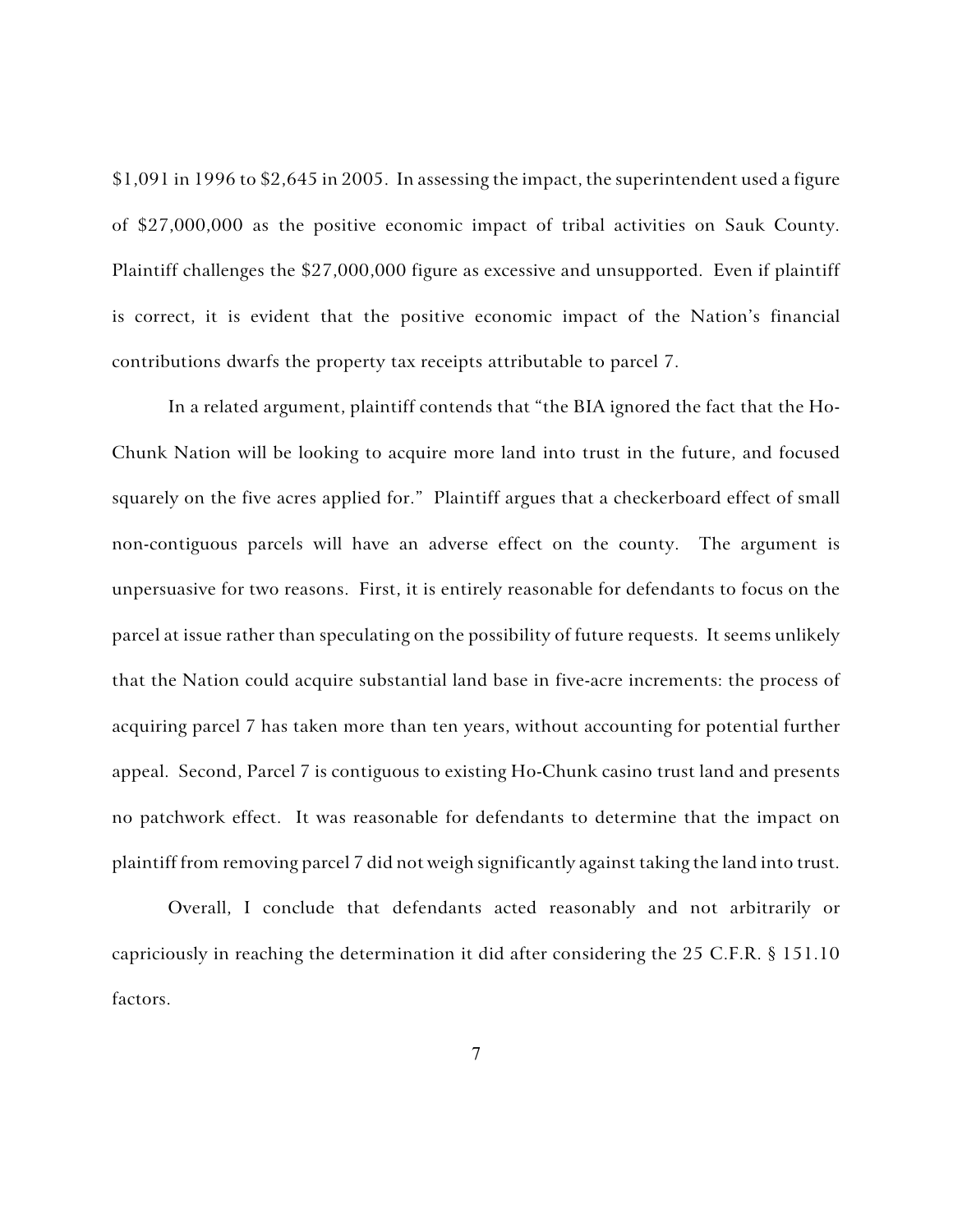$1,091 in 1996 to $2,645 in 2005. In assessing the impact, the superintendent used a figure of $27,000,000 as the positive economic impact of tribal activities on Sauk County. Plaintiff challenges the $27,000,000 figure as excessive and unsupported. Even if plaintiff is correct, it is evident that the positive economic impact of the Nation's financial contributions dwarfs the property tax receipts attributable to parcel 7.

In a related argument, plaintiff contends that "the BIA ignored the fact that the Ho-Chunk Nation will be looking to acquire more land into trust in the future, and focused squarely on the five acres applied for." Plaintiff argues that a checkerboard effect of small non-contiguous parcels will have an adverse effect on the county. The argument is unpersuasive for two reasons. First, it is entirely reasonable for defendants to focus on the parcel at issue rather than speculating on the possibility of future requests. It seems unlikely that the Nation could acquire substantial land base in five-acre increments: the process of acquiring parcel 7 has taken more than ten years, without accounting for potential further appeal. Second, Parcel 7 is contiguous to existing Ho-Chunk casino trust land and presents no patchwork effect. It was reasonable for defendants to determine that the impact on plaintiff from removing parcel 7 did not weigh significantly against taking the land into trust.

Overall, I conclude that defendants acted reasonably and not arbitrarily or capriciously in reaching the determination it did after considering the 25 C.F.R. § 151.10 factors.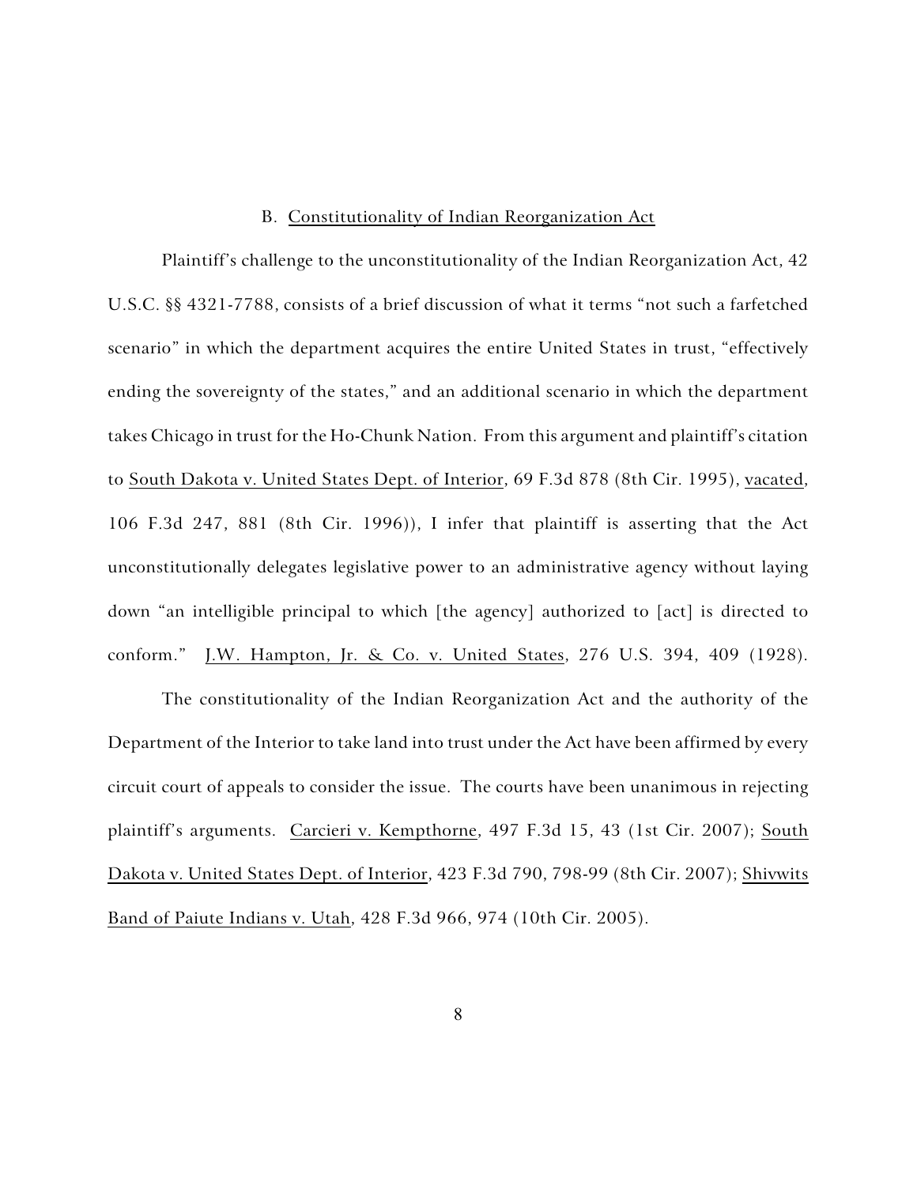### B. Constitutionality of Indian Reorganization Act

Plaintiff's challenge to the unconstitutionality of the Indian Reorganization Act, 42 U.S.C. §§ 4321-7788, consists of a brief discussion of what it terms "not such a farfetched scenario" in which the department acquires the entire United States in trust, "effectively ending the sovereignty of the states," and an additional scenario in which the department takes Chicago in trust for the Ho-Chunk Nation. From this argument and plaintiff's citation to South Dakota v. United States Dept. of Interior, 69 F.3d 878 (8th Cir. 1995), vacated, 106 F.3d 247, 881 (8th Cir. 1996)), I infer that plaintiff is asserting that the Act unconstitutionally delegates legislative power to an administrative agency without laying down "an intelligible principal to which [the agency] authorized to [act] is directed to conform." J.W. Hampton, Jr. & Co. v. United States, 276 U.S. 394, 409 (1928).

The constitutionality of the Indian Reorganization Act and the authority of the Department of the Interior to take land into trust under the Act have been affirmed by every circuit court of appeals to consider the issue. The courts have been unanimous in rejecting plaintiff's arguments. Carcieri v. Kempthorne, 497 F.3d 15, 43 (1st Cir. 2007); South Dakota v. United States Dept. of Interior, 423 F.3d 790, 798-99 (8th Cir. 2007); Shivwits Band of Paiute Indians v. Utah, 428 F.3d 966, 974 (10th Cir. 2005).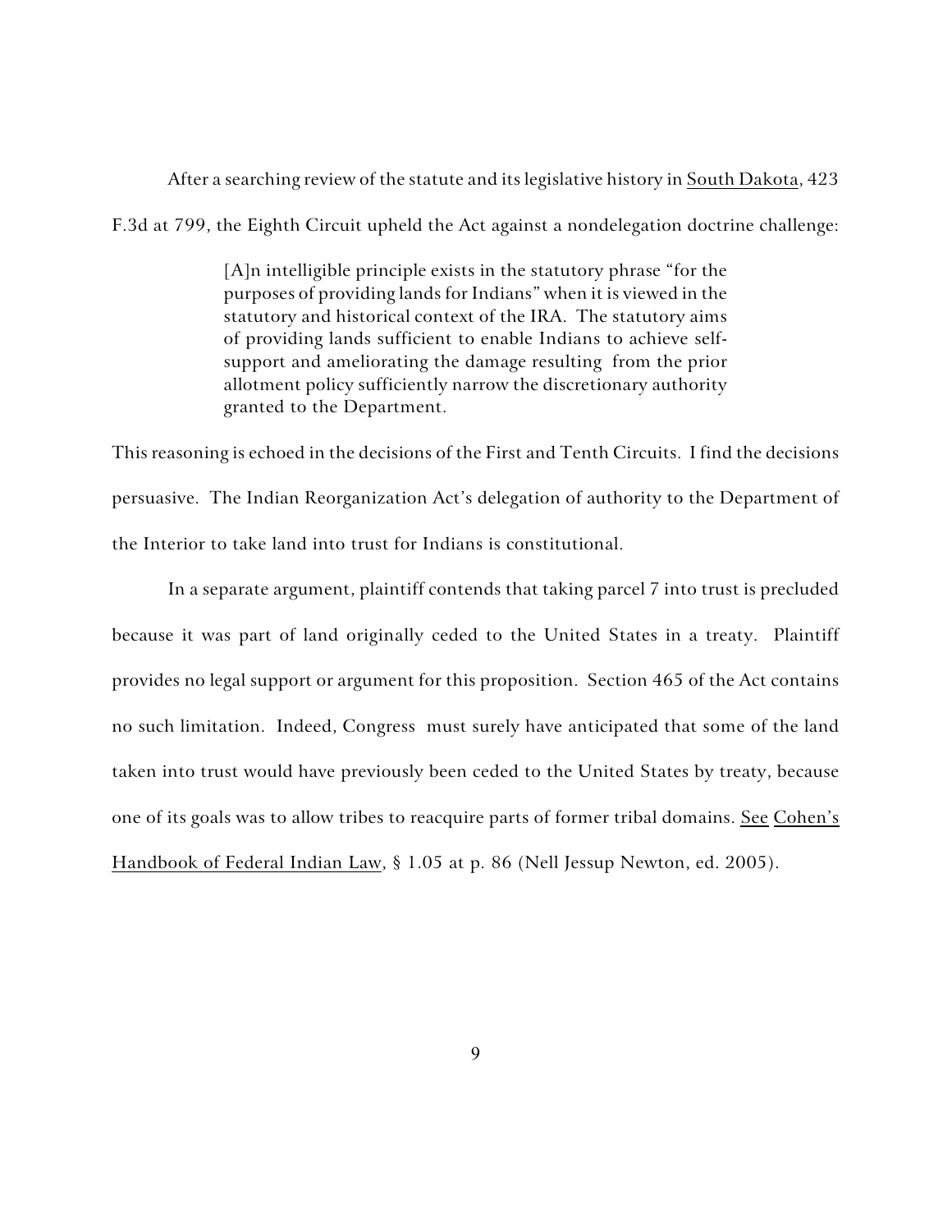After a searching review of the statute and its legislative history in South Dakota, 423 F.3d at 799, the Eighth Circuit upheld the Act against a nondelegation doctrine challenge:

> [A]n intelligible principle exists in the statutory phrase "for the purposes of providing lands for Indians" when it is viewed in the statutory and historical context of the IRA. The statutory aims of providing lands sufficient to enable Indians to achieve self-support and ameliorating the damage resulting from the prior allotment policy sufficiently narrow the discretionary authority granted to the Department.

This reasoning is echoed in the decisions of the First and Tenth Circuits. I find the decisions persuasive. The Indian Reorganization Act's delegation of authority to the Department of the Interior to take land into trust for Indians is constitutional.

In a separate argument, plaintiff contends that taking parcel 7 into trust is precluded because it was part of land originally ceded to the United States in a treaty. Plaintiff provides no legal support or argument for this proposition. Section 465 of the Act contains no such limitation. Indeed, Congress must surely have anticipated that some of the land taken into trust would have previously been ceded to the United States by treaty, because one of its goals was to allow tribes to reacquire parts of former tribal domains. See Cohen's Handbook of Federal Indian Law, § 1.05 at p. 86 (Nell Jessup Newton, ed. 2005).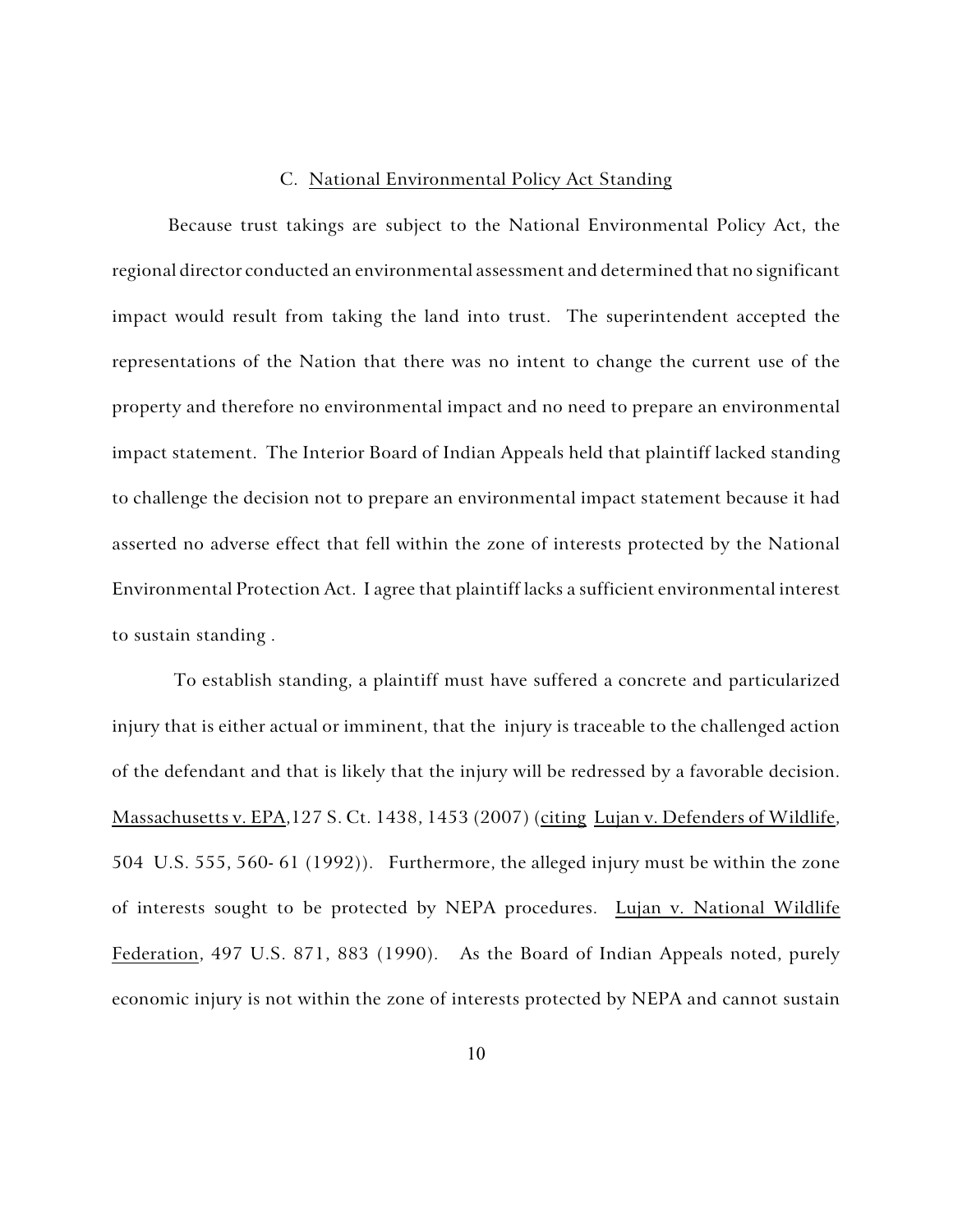### C. National Environmental Policy Act Standing

Because trust takings are subject to the National Environmental Policy Act, the regional director conducted an environmental assessment and determined that no significant impact would result from taking the land into trust. The superintendent accepted the representations of the Nation that there was no intent to change the current use of the property and therefore no environmental impact and no need to prepare an environmental impact statement. The Interior Board of Indian Appeals held that plaintiff lacked standing to challenge the decision not to prepare an environmental impact statement because it had asserted no adverse effect that fell within the zone of interests protected by the National Environmental Protection Act. I agree that plaintiff lacks a sufficient environmental interest to sustain standing .

To establish standing, a plaintiff must have suffered a concrete and particularized injury that is either actual or imminent, that the injury is traceable to the challenged action of the defendant and that is likely that the injury will be redressed by a favorable decision. Massachusetts v. EPA,127 S. Ct. 1438, 1453 (2007) (citing Lujan v. Defenders of Wildlife, 504 U.S. 555, 560- 61 (1992)). Furthermore, the alleged injury must be within the zone of interests sought to be protected by NEPA procedures. Lujan v. National Wildlife Federation, 497 U.S. 871, 883 (1990). As the Board of Indian Appeals noted, purely economic injury is not within the zone of interests protected by NEPA and cannot sustain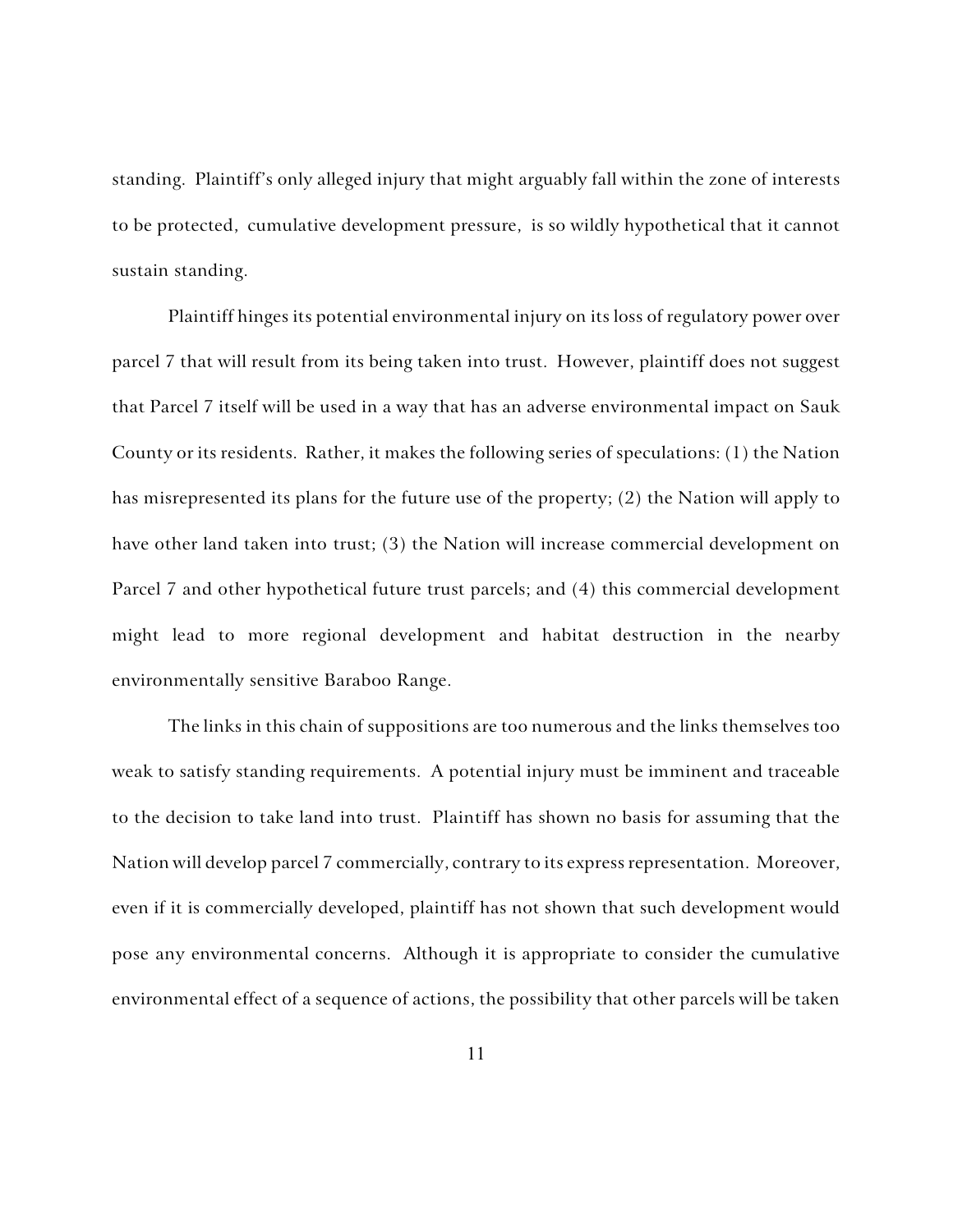standing. Plaintiff's only alleged injury that might arguably fall within the zone of interests to be protected, cumulative development pressure, is so wildly hypothetical that it cannot sustain standing.

Plaintiff hinges its potential environmental injury on its loss of regulatory power over parcel 7 that will result from its being taken into trust. However, plaintiff does not suggest that Parcel 7 itself will be used in a way that has an adverse environmental impact on Sauk County or its residents. Rather, it makes the following series of speculations: (1) the Nation has misrepresented its plans for the future use of the property; (2) the Nation will apply to have other land taken into trust; (3) the Nation will increase commercial development on Parcel 7 and other hypothetical future trust parcels; and (4) this commercial development might lead to more regional development and habitat destruction in the nearby environmentally sensitive Baraboo Range.

The links in this chain of suppositions are too numerous and the links themselves too weak to satisfy standing requirements. A potential injury must be imminent and traceable to the decision to take land into trust. Plaintiff has shown no basis for assuming that the Nation will develop parcel 7 commercially, contrary to its express representation. Moreover, even if it is commercially developed, plaintiff has not shown that such development would pose any environmental concerns. Although it is appropriate to consider the cumulative environmental effect of a sequence of actions, the possibility that other parcels will be taken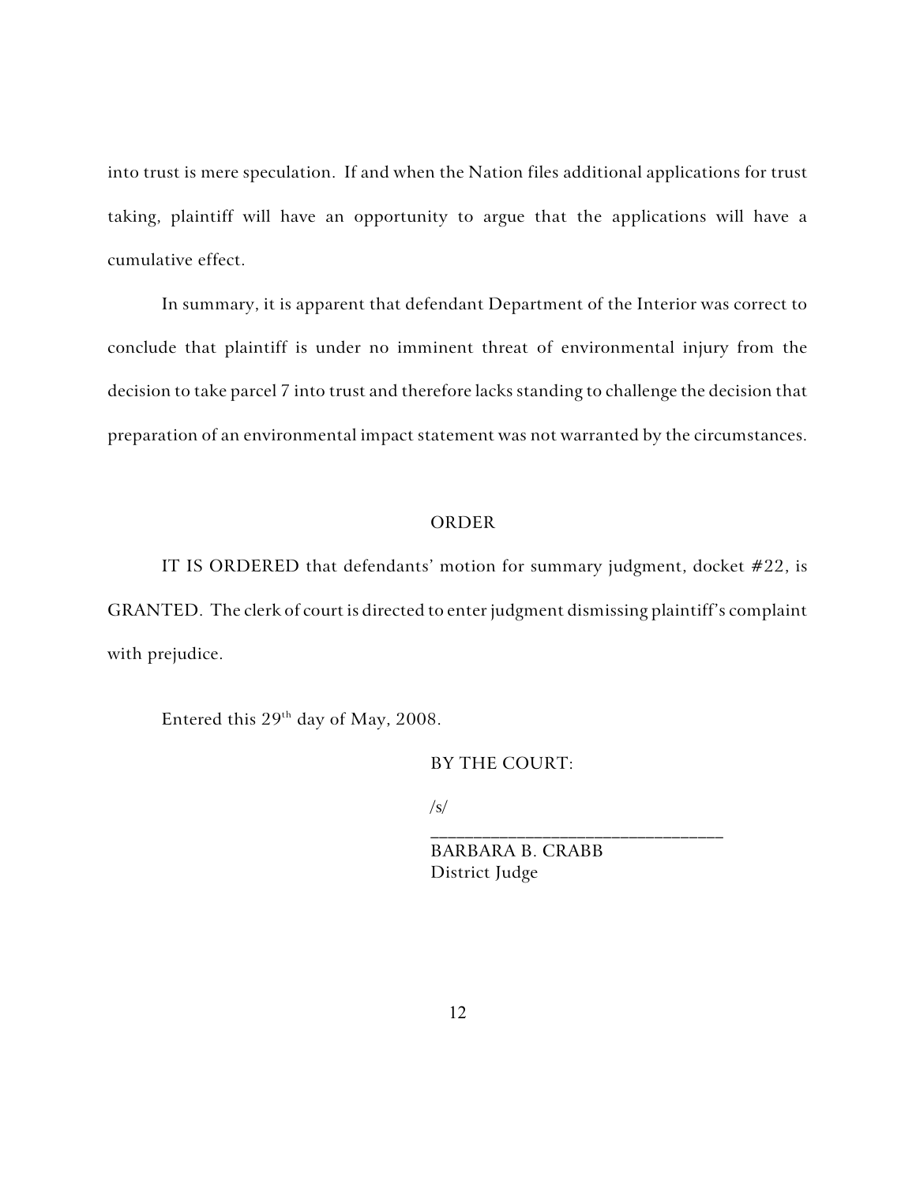into trust is mere speculation. If and when the Nation files additional applications for trust taking, plaintiff will have an opportunity to argue that the applications will have a cumulative effect.

In summary, it is apparent that defendant Department of the Interior was correct to conclude that plaintiff is under no imminent threat of environmental injury from the decision to take parcel 7 into trust and therefore lacks standing to challenge the decision that preparation of an environmental impact statement was not warranted by the circumstances.

## ORDER

IT IS ORDERED that defendants' motion for summary judgment, docket #22, is GRANTED. The clerk of court is directed to enter judgment dismissing plaintiff's complaint with prejudice.

Entered this 29th day of May, 2008.

BY THE COURT:

/s/

_______________________________

BARBARA B. CRABB
District Judge